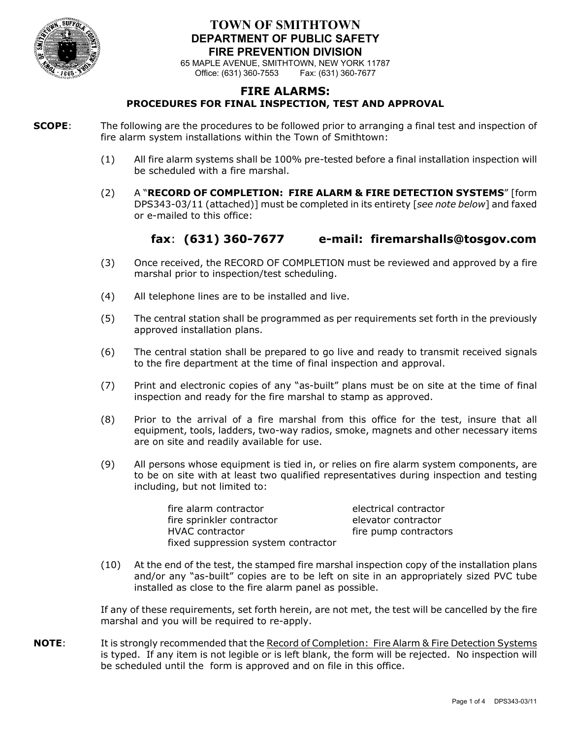# TOWN OF SMITHTOWN

## DEPARTMENT OF PUBLIC SAFETY

## FIRE PREVENTION DIVISION

65 MAPLE AVENUE, SMITHTOWN, NEW YORK 11787
Office: (631) 360-7553     Fax: (631) 360-7677

## FIRE ALARMS:

### PROCEDURES FOR FINAL INSPECTION, TEST AND APPROVAL

**SCOPE**: The following are the procedures to be followed prior to arranging a final test and inspection of fire alarm system installations within the Town of Smithtown:

(1) All fire alarm systems shall be 100% pre-tested before a final installation inspection will be scheduled with a fire marshal.

(2) A "**RECORD OF COMPLETION: FIRE ALARM & FIRE DETECTION SYSTEMS**" [form DPS343-03/11 (attached)] must be completed in its entirety [*see note below*] and faxed or e-mailed to this office:

**fax: (631) 360-7677     e-mail: firemarshalls@tosgov.com**

(3) Once received, the RECORD OF COMPLETION must be reviewed and approved by a fire marshal prior to inspection/test scheduling.

(4) All telephone lines are to be installed and live.

(5) The central station shall be programmed as per requirements set forth in the previously approved installation plans.

(6) The central station shall be prepared to go live and ready to transmit received signals to the fire department at the time of final inspection and approval.

(7) Print and electronic copies of any "as-built" plans must be on site at the time of final inspection and ready for the fire marshal to stamp as approved.

(8) Prior to the arrival of a fire marshal from this office for the test, insure that all equipment, tools, ladders, two-way radios, smoke, magnets and other necessary items are on site and readily available for use.

(9) All persons whose equipment is tied in, or relies on fire alarm system components, are to be on site with at least two qualified representatives during inspection and testing including, but not limited to:

- fire alarm contractor
- fire sprinkler contractor
- HVAC contractor
- fixed suppression system contractor
- electrical contractor
- elevator contractor
- fire pump contractors

(10) At the end of the test, the stamped fire marshal inspection copy of the installation plans and/or any "as-built" copies are to be left on site in an appropriately sized PVC tube installed as close to the fire alarm panel as possible.

If any of these requirements, set forth herein, are not met, the test will be cancelled by the fire marshal and you will be required to re-apply.

**NOTE**: It is strongly recommended that the <u>Record of Completion: Fire Alarm & Fire Detection Systems</u> is typed. If any item is not legible or is left blank, the form will be rejected. No inspection will be scheduled until the form is approved and on file in this office.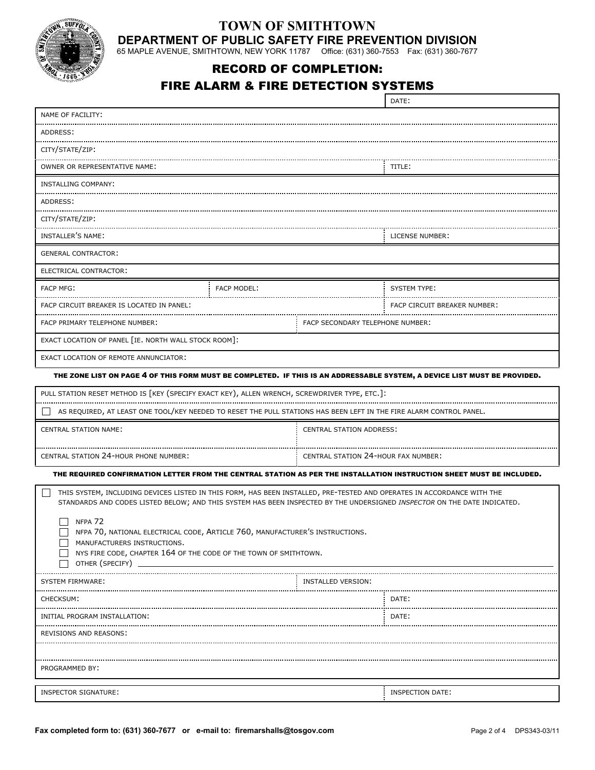# TOWN OF SMITHTOWN

## DEPARTMENT OF PUBLIC SAFETY FIRE PREVENTION DIVISION

65 MAPLE AVENUE, SMITHTOWN, NEW YORK 11787 Office: (631) 360-7553 Fax: (631) 360-7677

## RECORD OF COMPLETION:
## FIRE ALARM & FIRE DETECTION SYSTEMS

| | | | DATE: |
|---|---|---|---|
| NAME OF FACILITY: | | | |
| ADDRESS: | | | |
| CITY/STATE/ZIP: | | | |
| OWNER OR REPRESENTATIVE NAME: | | | TITLE: |
| INSTALLING COMPANY: | | | |
| ADDRESS: | | | |
| CITY/STATE/ZIP: | | | |
| INSTALLER'S NAME: | | | LICENSE NUMBER: |
| GENERAL CONTRACTOR: | | | |
| ELECTRICAL CONTRACTOR: | | | |
| FACP MFG: | FACP MODEL: | | SYSTEM TYPE: |
| FACP CIRCUIT BREAKER IS LOCATED IN PANEL: | | | FACP CIRCUIT BREAKER NUMBER: |
| FACP PRIMARY TELEPHONE NUMBER: | | FACP SECONDARY TELEPHONE NUMBER: | |
| EXACT LOCATION OF PANEL [IE. NORTH WALL STOCK ROOM]: | | | |
| EXACT LOCATION OF REMOTE ANNUNCIATOR: | | | |

**THE ZONE LIST ON PAGE 4 OF THIS FORM MUST BE COMPLETED. IF THIS IS AN ADDRESSABLE SYSTEM, A DEVICE LIST MUST BE PROVIDED.**

PULL STATION RESET METHOD IS [KEY (SPECIFY EXACT KEY), ALLEN WRENCH, SCREWDRIVER TYPE, ETC.]:

☐ AS REQUIRED, AT LEAST ONE TOOL/KEY NEEDED TO RESET THE PULL STATIONS HAS BEEN LEFT IN THE FIRE ALARM CONTROL PANEL.

| CENTRAL STATION NAME: | CENTRAL STATION ADDRESS: |
|---|---|
| CENTRAL STATION 24-HOUR PHONE NUMBER: | CENTRAL STATION 24-HOUR FAX NUMBER: |

**THE REQUIRED CONFIRMATION LETTER FROM THE CENTRAL STATION AS PER THE INSTALLATION INSTRUCTION SHEET MUST BE INCLUDED.**

☐ THIS SYSTEM, INCLUDING DEVICES LISTED IN THIS FORM, HAS BEEN INSTALLED, PRE-TESTED AND OPERATES IN ACCORDANCE WITH THE STANDARDS AND CODES LISTED BELOW; AND THIS SYSTEM HAS BEEN INSPECTED BY THE UNDERSIGNED *INSPECTOR* ON THE DATE INDICATED.

- ☐ NFPA 72
- ☐ NFPA 70, NATIONAL ELECTRICAL CODE, ARTICLE 760, MANUFACTURER'S INSTRUCTIONS.
- ☐ MANUFACTURERS INSTRUCTIONS.
- ☐ NYS FIRE CODE, CHAPTER 164 OF THE CODE OF THE TOWN OF SMITHTOWN.
- ☐ OTHER (SPECIFY) ____________________

| SYSTEM FIRMWARE: | INSTALLED VERSION: | |
|---|---|---|
| CHECKSUM: | | DATE: |
| INITIAL PROGRAM INSTALLATION: | | DATE: |
| REVISIONS AND REASONS: | | |
| | | |
| PROGRAMMED BY: | | |

| INSPECTOR SIGNATURE: | INSPECTION DATE: |
|---|---|

**Fax completed form to: (631) 360-7677 or e-mail to: firemarshalls@tosgov.com**

DPS343-03/11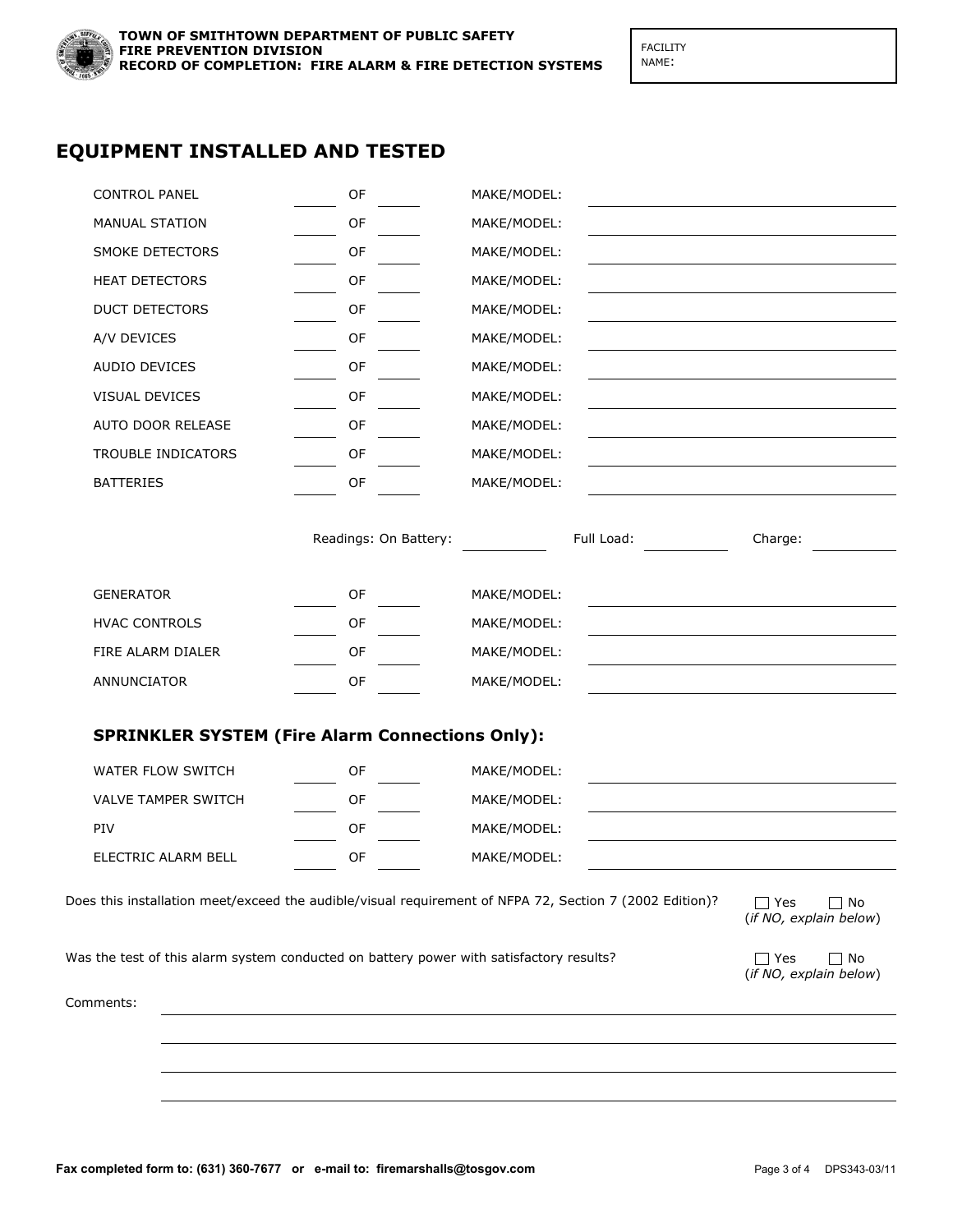**TOWN OF SMITHTOWN DEPARTMENT OF PUBLIC SAFETY**
**FIRE PREVENTION DIVISION**
**RECORD OF COMPLETION: FIRE ALARM & FIRE DETECTION SYSTEMS**

FACILITY NAME:

## EQUIPMENT INSTALLED AND TESTED

| | | | | |
|---|---|---|---|---|
| CONTROL PANEL | ______ | OF | ______ | MAKE/MODEL: ______ |
| MANUAL STATION | ______ | OF | ______ | MAKE/MODEL: ______ |
| SMOKE DETECTORS | ______ | OF | ______ | MAKE/MODEL: ______ |
| HEAT DETECTORS | ______ | OF | ______ | MAKE/MODEL: ______ |
| DUCT DETECTORS | ______ | OF | ______ | MAKE/MODEL: ______ |
| A/V DEVICES | ______ | OF | ______ | MAKE/MODEL: ______ |
| AUDIO DEVICES | ______ | OF | ______ | MAKE/MODEL: ______ |
| VISUAL DEVICES | ______ | OF | ______ | MAKE/MODEL: ______ |
| AUTO DOOR RELEASE | ______ | OF | ______ | MAKE/MODEL: ______ |
| TROUBLE INDICATORS | ______ | OF | ______ | MAKE/MODEL: ______ |
| BATTERIES | ______ | OF | ______ | MAKE/MODEL: ______ |

Readings: On Battery: ______ Full Load: ______ Charge: ______

| | | | | |
|---|---|---|---|---|
| GENERATOR | ______ | OF | ______ | MAKE/MODEL: ______ |
| HVAC CONTROLS | ______ | OF | ______ | MAKE/MODEL: ______ |
| FIRE ALARM DIALER | ______ | OF | ______ | MAKE/MODEL: ______ |
| ANNUNCIATOR | ______ | OF | ______ | MAKE/MODEL: ______ |

### SPRINKLER SYSTEM (Fire Alarm Connections Only):

| | | | | |
|---|---|---|---|---|
| WATER FLOW SWITCH | ______ | OF | ______ | MAKE/MODEL: ______ |
| VALVE TAMPER SWITCH | ______ | OF | ______ | MAKE/MODEL: ______ |
| PIV | ______ | OF | ______ | MAKE/MODEL: ______ |
| ELECTRIC ALARM BELL | ______ | OF | ______ | MAKE/MODEL: ______ |

Does this installation meet/exceed the audible/visual requirement of NFPA 72, Section 7 (2002 Edition)? ☐ Yes ☐ No (*if NO, explain below*)

Was the test of this alarm system conducted on battery power with satisfactory results? ☐ Yes ☐ No (*if NO, explain below*)

Comments: ______________________________________________

______________________________________________

______________________________________________

______________________________________________

**Fax completed form to: (631) 360-7677 or e-mail to: firemarshalls@tosgov.com**

DPS343-03/11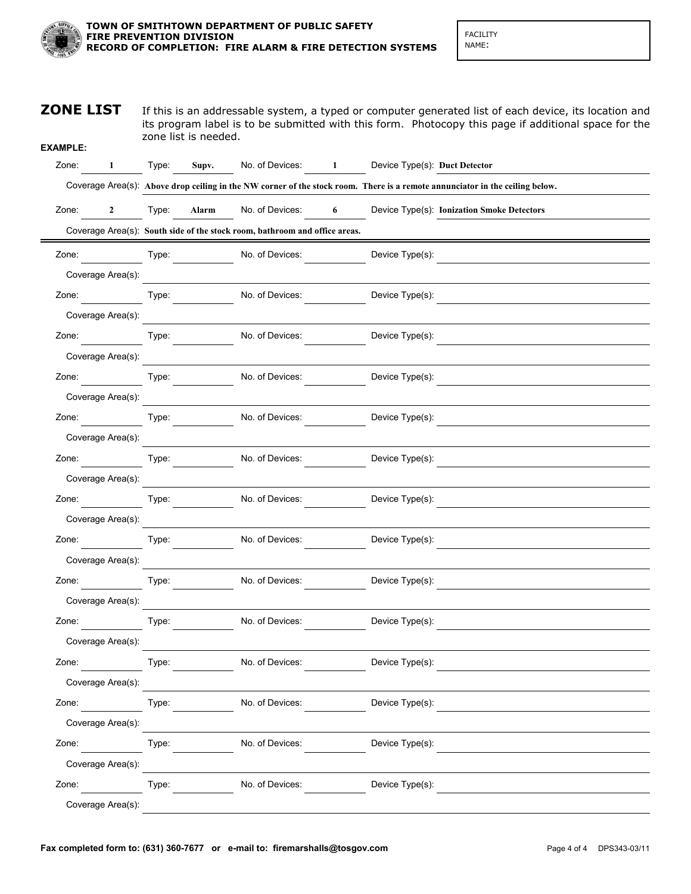**TOWN OF SMITHTOWN DEPARTMENT OF PUBLIC SAFETY**
**FIRE PREVENTION DIVISION**
**RECORD OF COMPLETION: FIRE ALARM & FIRE DETECTION SYSTEMS**

FACILITY NAME:

## ZONE LIST

If this is an addressable system, a typed or computer generated list of each device, its location and its program label is to be submitted with this form. Photocopy this page if additional space for the zone list is needed.

**EXAMPLE:**

Zone: **1** Type: **Supv.** No. of Devices: **1** Device Type(s): **Duct Detector**

Coverage Area(s): **Above drop ceiling in the NW corner of the stock room. There is a remote annunciator in the ceiling below.**

Zone: **2** Type: **Alarm** No. of Devices: **6** Device Type(s): **Ionization Smoke Detectors**

Coverage Area(s): **South side of the stock room, bathroom and office areas.**

---

Zone: ________ Type: ________ No. of Devices: ________ Device Type(s): ________________

Coverage Area(s): ________________________________________________

Zone: ________ Type: ________ No. of Devices: ________ Device Type(s): ________________

Coverage Area(s): ________________________________________________

Zone: ________ Type: ________ No. of Devices: ________ Device Type(s): ________________

Coverage Area(s): ________________________________________________

Zone: ________ Type: ________ No. of Devices: ________ Device Type(s): ________________

Coverage Area(s): ________________________________________________

Zone: ________ Type: ________ No. of Devices: ________ Device Type(s): ________________

Coverage Area(s): ________________________________________________

Zone: ________ Type: ________ No. of Devices: ________ Device Type(s): ________________

Coverage Area(s): ________________________________________________

Zone: ________ Type: ________ No. of Devices: ________ Device Type(s): ________________

Coverage Area(s): ________________________________________________

Zone: ________ Type: ________ No. of Devices: ________ Device Type(s): ________________

Coverage Area(s): ________________________________________________

Zone: ________ Type: ________ No. of Devices: ________ Device Type(s): ________________

Coverage Area(s): ________________________________________________

Zone: ________ Type: ________ No. of Devices: ________ Device Type(s): ________________

Coverage Area(s): ________________________________________________

Zone: ________ Type: ________ No. of Devices: ________ Device Type(s): ________________

Coverage Area(s): ________________________________________________

Zone: ________ Type: ________ No. of Devices: ________ Device Type(s): ________________

Coverage Area(s): ________________________________________________

Zone: ________ Type: ________ No. of Devices: ________ Device Type(s): ________________

Coverage Area(s): ________________________________________________

Zone: ________ Type: ________ No. of Devices: ________ Device Type(s): ________________

Coverage Area(s): ________________________________________________

**Fax completed form to: (631) 360-7677 or e-mail to: firemarshalls@tosgov.com**

DPS343-03/11